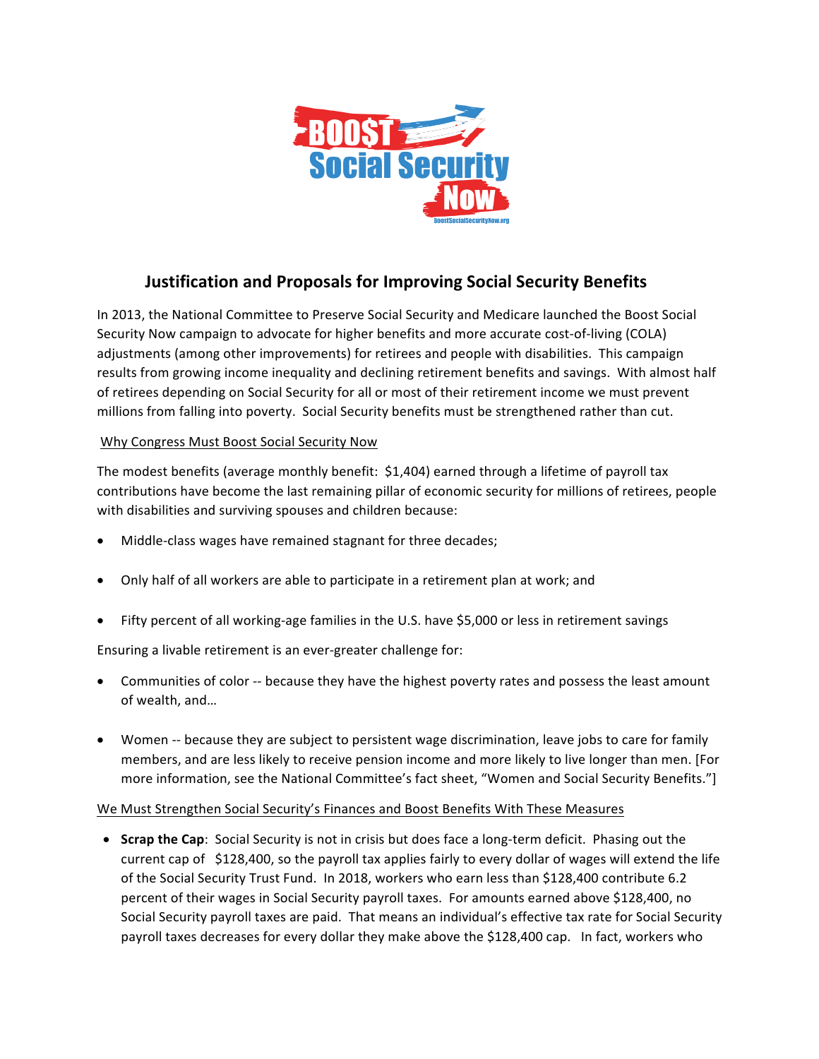# Justification and Proposals for Improving Social Security Benefits

In 2013, the National Committee to Preserve Social Security and Medicare launched the Boost Social Security Now campaign to advocate for higher benefits and more accurate cost-of-living (COLA) adjustments (among other improvements) for retirees and people with disabilities. This campaign results from growing income inequality and declining retirement benefits and savings. With almost half of retirees depending on Social Security for all or most of their retirement income we must prevent millions from falling into poverty. Social Security benefits must be strengthened rather than cut.

## Why Congress Must Boost Social Security Now

The modest benefits (average monthly benefit: $1,404) earned through a lifetime of payroll tax contributions have become the last remaining pillar of economic security for millions of retirees, people with disabilities and surviving spouses and children because:

- Middle-class wages have remained stagnant for three decades;
- Only half of all workers are able to participate in a retirement plan at work; and
- Fifty percent of all working-age families in the U.S. have $5,000 or less in retirement savings

Ensuring a livable retirement is an ever-greater challenge for:

- Communities of color -- because they have the highest poverty rates and possess the least amount of wealth, and…
- Women -- because they are subject to persistent wage discrimination, leave jobs to care for family members, and are less likely to receive pension income and more likely to live longer than men. [For more information, see the National Committee's fact sheet, "Women and Social Security Benefits."]

## We Must Strengthen Social Security's Finances and Boost Benefits With These Measures

- **Scrap the Cap**: Social Security is not in crisis but does face a long-term deficit. Phasing out the current cap of $128,400, so the payroll tax applies fairly to every dollar of wages will extend the life of the Social Security Trust Fund. In 2018, workers who earn less than $128,400 contribute 6.2 percent of their wages in Social Security payroll taxes. For amounts earned above $128,400, no Social Security payroll taxes are paid. That means an individual's effective tax rate for Social Security payroll taxes decreases for every dollar they make above the $128,400 cap. In fact, workers who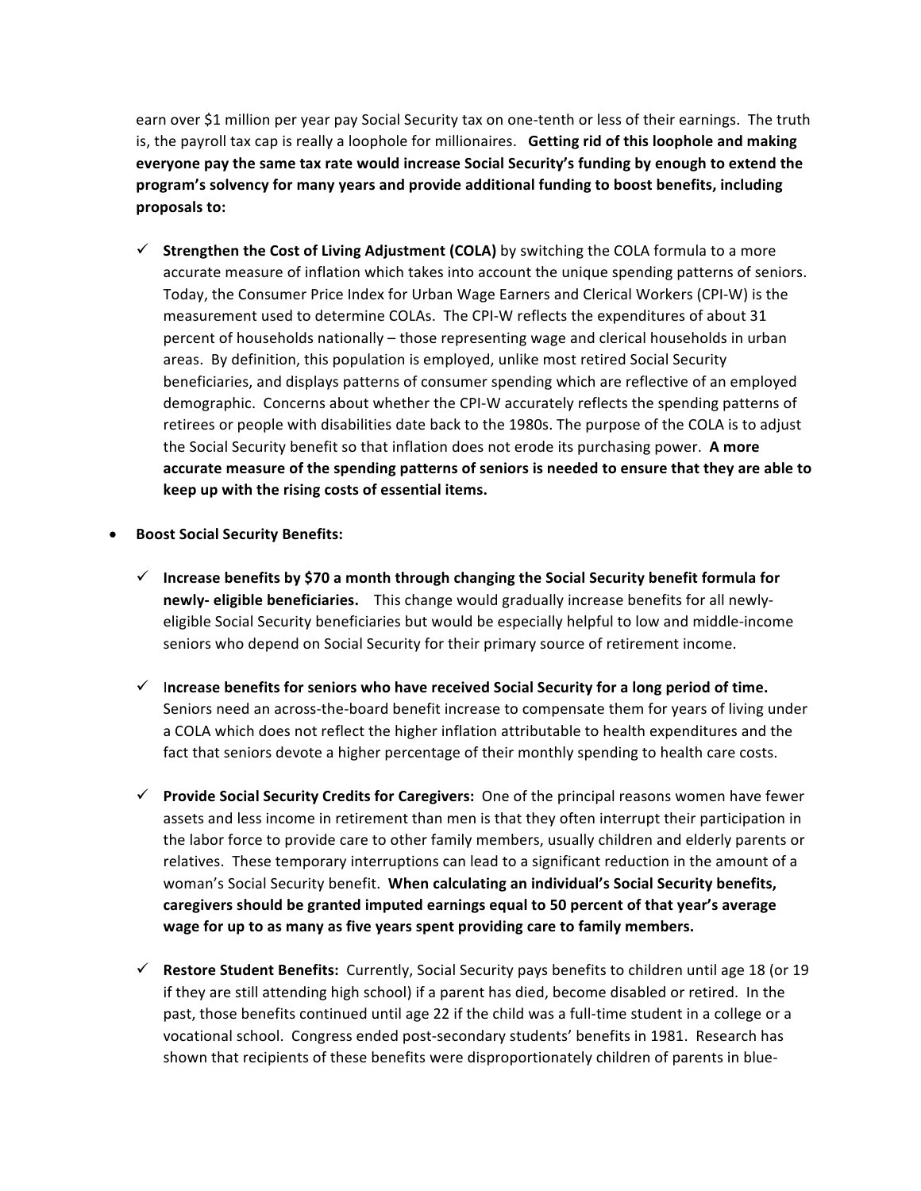earn over $1 million per year pay Social Security tax on one-tenth or less of their earnings. The truth is, the payroll tax cap is really a loophole for millionaires. **Getting rid of this loophole and making everyone pay the same tax rate would increase Social Security's funding by enough to extend the program's solvency for many years and provide additional funding to boost benefits, including proposals to:**

- ✓ **Strengthen the Cost of Living Adjustment (COLA)** by switching the COLA formula to a more accurate measure of inflation which takes into account the unique spending patterns of seniors. Today, the Consumer Price Index for Urban Wage Earners and Clerical Workers (CPI-W) is the measurement used to determine COLAs. The CPI-W reflects the expenditures of about 31 percent of households nationally – those representing wage and clerical households in urban areas. By definition, this population is employed, unlike most retired Social Security beneficiaries, and displays patterns of consumer spending which are reflective of an employed demographic. Concerns about whether the CPI-W accurately reflects the spending patterns of retirees or people with disabilities date back to the 1980s. The purpose of the COLA is to adjust the Social Security benefit so that inflation does not erode its purchasing power. **A more accurate measure of the spending patterns of seniors is needed to ensure that they are able to keep up with the rising costs of essential items.**

- **Boost Social Security Benefits:**

  - ✓ **Increase benefits by $70 a month through changing the Social Security benefit formula for newly- eligible beneficiaries.** This change would gradually increase benefits for all newly-eligible Social Security beneficiaries but would be especially helpful to low and middle-income seniors who depend on Social Security for their primary source of retirement income.

  - ✓ I**ncrease benefits for seniors who have received Social Security for a long period of time.** Seniors need an across-the-board benefit increase to compensate them for years of living under a COLA which does not reflect the higher inflation attributable to health expenditures and the fact that seniors devote a higher percentage of their monthly spending to health care costs.

  - ✓ **Provide Social Security Credits for Caregivers:** One of the principal reasons women have fewer assets and less income in retirement than men is that they often interrupt their participation in the labor force to provide care to other family members, usually children and elderly parents or relatives. These temporary interruptions can lead to a significant reduction in the amount of a woman's Social Security benefit. **When calculating an individual's Social Security benefits, caregivers should be granted imputed earnings equal to 50 percent of that year's average wage for up to as many as five years spent providing care to family members.**

  - ✓ **Restore Student Benefits:** Currently, Social Security pays benefits to children until age 18 (or 19 if they are still attending high school) if a parent has died, become disabled or retired. In the past, those benefits continued until age 22 if the child was a full-time student in a college or a vocational school. Congress ended post-secondary students' benefits in 1981. Research has shown that recipients of these benefits were disproportionately children of parents in blue-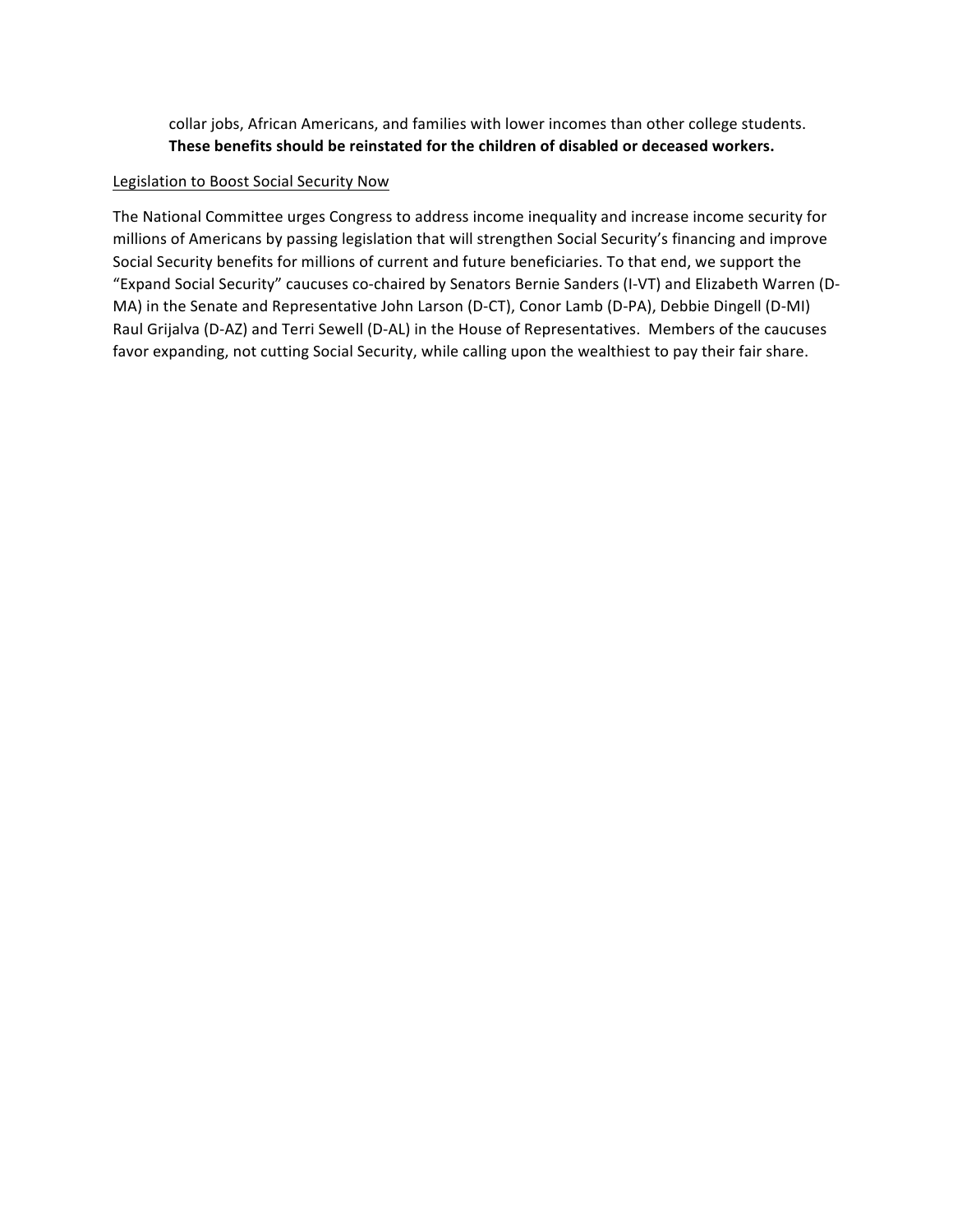collar jobs, African Americans, and families with lower incomes than other college students. **These benefits should be reinstated for the children of disabled or deceased workers.**

<u>Legislation to Boost Social Security Now</u>

The National Committee urges Congress to address income inequality and increase income security for millions of Americans by passing legislation that will strengthen Social Security's financing and improve Social Security benefits for millions of current and future beneficiaries. To that end, we support the "Expand Social Security" caucuses co-chaired by Senators Bernie Sanders (I-VT) and Elizabeth Warren (D-MA) in the Senate and Representative John Larson (D-CT), Conor Lamb (D-PA), Debbie Dingell (D-MI) Raul Grijalva (D-AZ) and Terri Sewell (D-AL) in the House of Representatives. Members of the caucuses favor expanding, not cutting Social Security, while calling upon the wealthiest to pay their fair share.